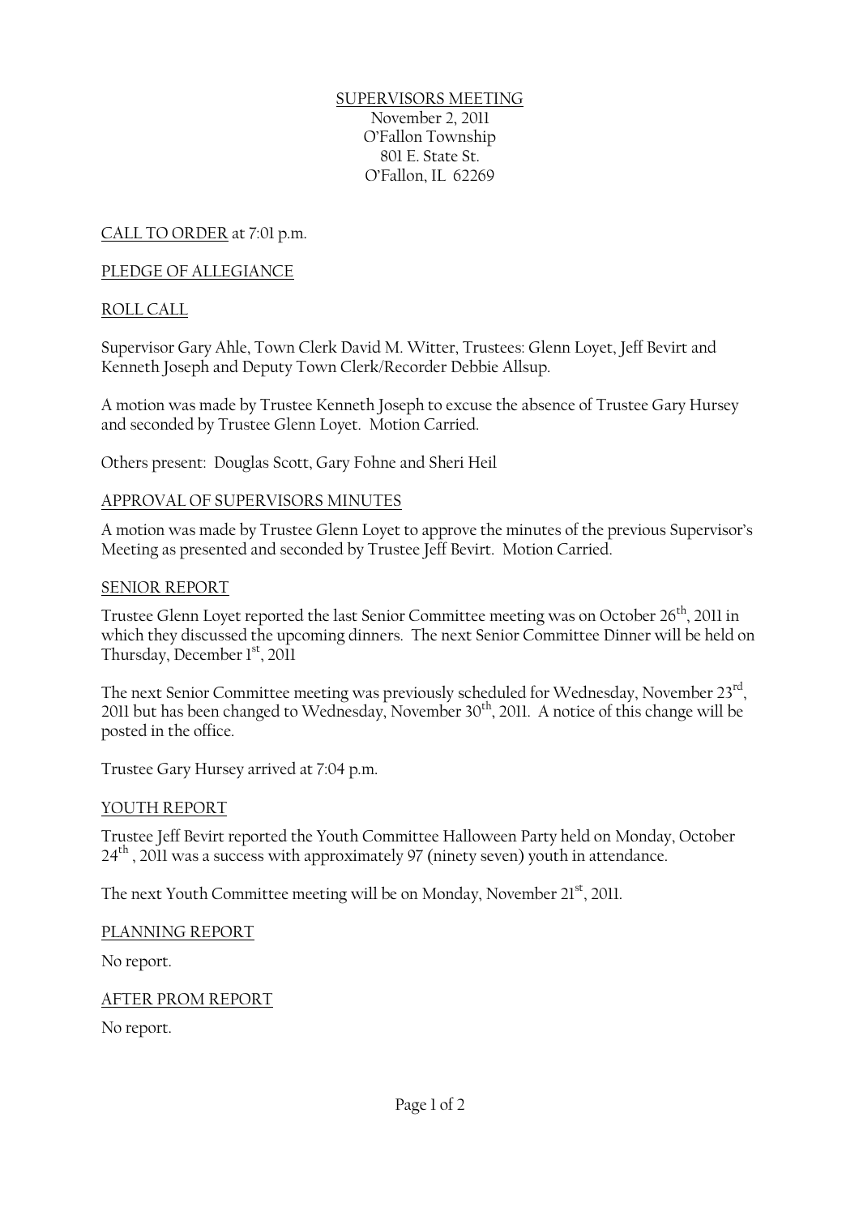SUPERVISORS MEETING
November 2, 2011
O'Fallon Township
801 E. State St.
O'Fallon, IL 62269

CALL TO ORDER at 7:01 p.m.

PLEDGE OF ALLEGIANCE

ROLL CALL

Supervisor Gary Ahle, Town Clerk David M. Witter, Trustees: Glenn Loyet, Jeff Bevirt and Kenneth Joseph and Deputy Town Clerk/Recorder Debbie Allsup.

A motion was made by Trustee Kenneth Joseph to excuse the absence of Trustee Gary Hursey and seconded by Trustee Glenn Loyet. Motion Carried.

Others present: Douglas Scott, Gary Fohne and Sheri Heil

APPROVAL OF SUPERVISORS MINUTES

A motion was made by Trustee Glenn Loyet to approve the minutes of the previous Supervisor's Meeting as presented and seconded by Trustee Jeff Bevirt. Motion Carried.

SENIOR REPORT

Trustee Glenn Loyet reported the last Senior Committee meeting was on October 26th, 2011 in which they discussed the upcoming dinners. The next Senior Committee Dinner will be held on Thursday, December 1st, 2011

The next Senior Committee meeting was previously scheduled for Wednesday, November 23rd, 2011 but has been changed to Wednesday, November 30th, 2011. A notice of this change will be posted in the office.

Trustee Gary Hursey arrived at 7:04 p.m.

YOUTH REPORT

Trustee Jeff Bevirt reported the Youth Committee Halloween Party held on Monday, October 24th , 2011 was a success with approximately 97 (ninety seven) youth in attendance.

The next Youth Committee meeting will be on Monday, November 21st, 2011.

PLANNING REPORT

No report.

AFTER PROM REPORT

No report.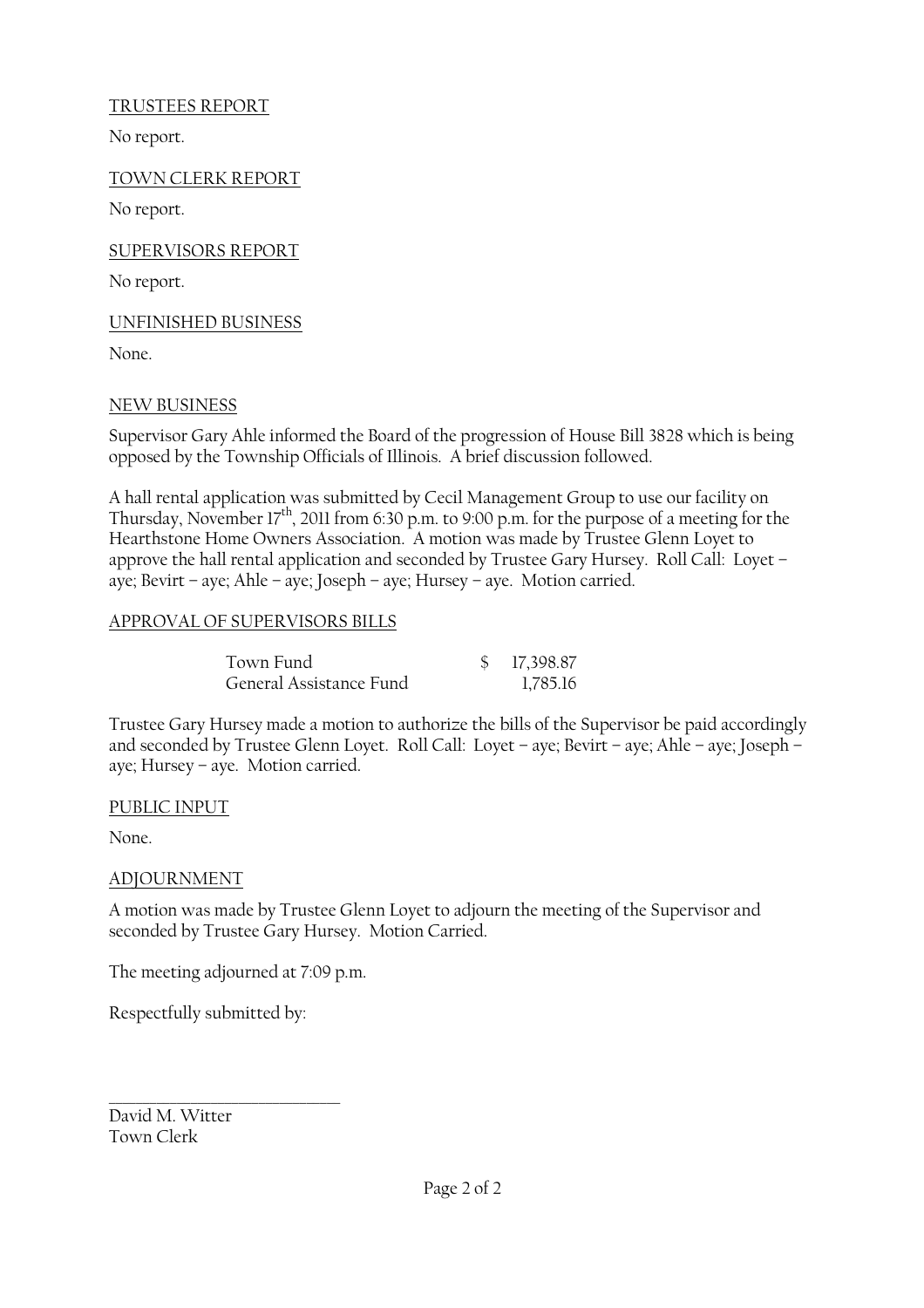TRUSTEES REPORT

No report.

TOWN CLERK REPORT

No report.

SUPERVISORS REPORT

No report.

UNFINISHED BUSINESS

None.

NEW BUSINESS

Supervisor Gary Ahle informed the Board of the progression of House Bill 3828 which is being opposed by the Township Officials of Illinois. A brief discussion followed.

A hall rental application was submitted by Cecil Management Group to use our facility on Thursday, November 17th, 2011 from 6:30 p.m. to 9:00 p.m. for the purpose of a meeting for the Hearthstone Home Owners Association. A motion was made by Trustee Glenn Loyet to approve the hall rental application and seconded by Trustee Gary Hursey. Roll Call: Loyet – aye; Bevirt – aye; Ahle – aye; Joseph – aye; Hursey – aye. Motion carried.

APPROVAL OF SUPERVISORS BILLS

| | |
|---|---|
| Town Fund | $ 17,398.87 |
| General Assistance Fund | 1,785.16 |

Trustee Gary Hursey made a motion to authorize the bills of the Supervisor be paid accordingly and seconded by Trustee Glenn Loyet. Roll Call: Loyet – aye; Bevirt – aye; Ahle – aye; Joseph – aye; Hursey – aye. Motion carried.

PUBLIC INPUT

None.

ADJOURNMENT

A motion was made by Trustee Glenn Loyet to adjourn the meeting of the Supervisor and seconded by Trustee Gary Hursey. Motion Carried.

The meeting adjourned at 7:09 p.m.

Respectfully submitted by:

\_\_\_\_\_\_\_\_\_\_\_\_\_\_\_\_\_\_\_\_\_\_\_\_\_\_\_\_

David M. Witter
Town Clerk